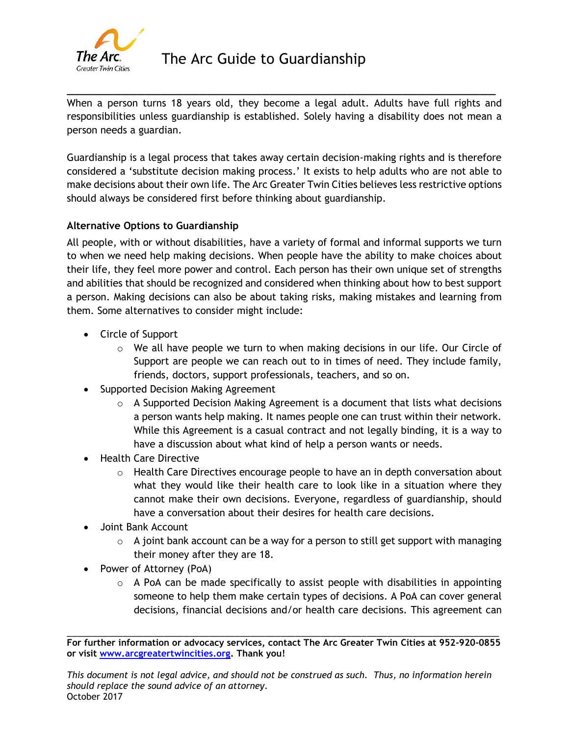# The Arc Guide to Guardianship

When a person turns 18 years old, they become a legal adult. Adults have full rights and responsibilities unless guardianship is established. Solely having a disability does not mean a person needs a guardian.

Guardianship is a legal process that takes away certain decision-making rights and is therefore considered a 'substitute decision making process.' It exists to help adults who are not able to make decisions about their own life. The Arc Greater Twin Cities believes less restrictive options should always be considered first before thinking about guardianship.

**Alternative Options to Guardianship**

All people, with or without disabilities, have a variety of formal and informal supports we turn to when we need help making decisions. When people have the ability to make choices about their life, they feel more power and control. Each person has their own unique set of strengths and abilities that should be recognized and considered when thinking about how to best support a person. Making decisions can also be about taking risks, making mistakes and learning from them. Some alternatives to consider might include:

- Circle of Support
  - We all have people we turn to when making decisions in our life. Our Circle of Support are people we can reach out to in times of need. They include family, friends, doctors, support professionals, teachers, and so on.
- Supported Decision Making Agreement
  - A Supported Decision Making Agreement is a document that lists what decisions a person wants help making. It names people one can trust within their network. While this Agreement is a casual contract and not legally binding, it is a way to have a discussion about what kind of help a person wants or needs.
- Health Care Directive
  - Health Care Directives encourage people to have an in depth conversation about what they would like their health care to look like in a situation where they cannot make their own decisions. Everyone, regardless of guardianship, should have a conversation about their desires for health care decisions.
- Joint Bank Account
  - A joint bank account can be a way for a person to still get support with managing their money after they are 18.
- Power of Attorney (PoA)
  - A PoA can be made specifically to assist people with disabilities in appointing someone to help them make certain types of decisions. A PoA can cover general decisions, financial decisions and/or health care decisions. This agreement can

**For further information or advocacy services, contact The Arc Greater Twin Cities at 952-920-0855 or visit [www.arcgreatertwincities.org](http://www.arcgreatertwincities.org). Thank you!**

*This document is not legal advice, and should not be construed as such. Thus, no information herein should replace the sound advice of an attorney.*
October 2017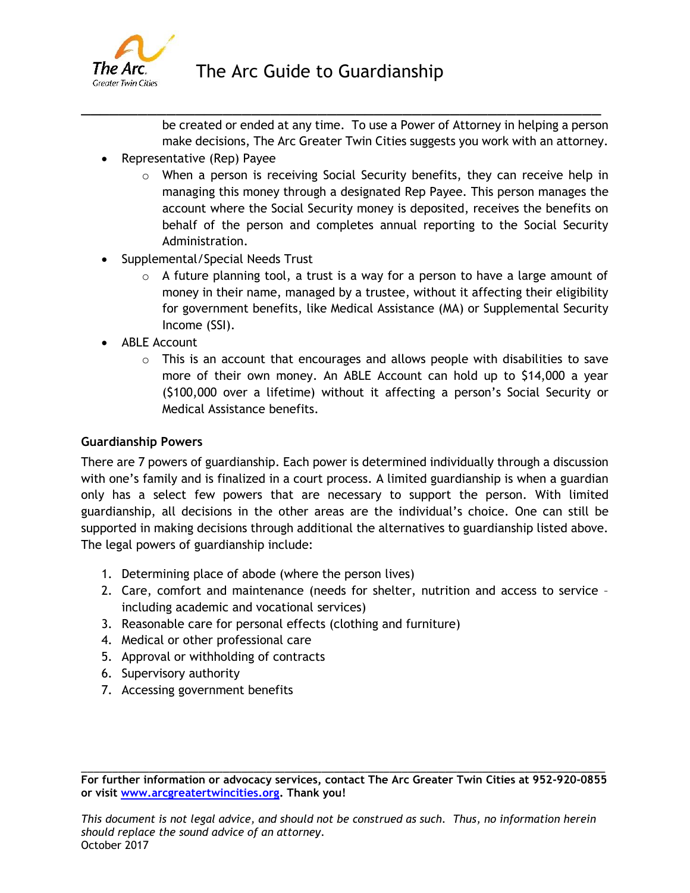be created or ended at any time. To use a Power of Attorney in helping a person make decisions, The Arc Greater Twin Cities suggests you work with an attorney.

- Representative (Rep) Payee
  - When a person is receiving Social Security benefits, they can receive help in managing this money through a designated Rep Payee. This person manages the account where the Social Security money is deposited, receives the benefits on behalf of the person and completes annual reporting to the Social Security Administration.
- Supplemental/Special Needs Trust
  - A future planning tool, a trust is a way for a person to have a large amount of money in their name, managed by a trustee, without it affecting their eligibility for government benefits, like Medical Assistance (MA) or Supplemental Security Income (SSI).
- ABLE Account
  - This is an account that encourages and allows people with disabilities to save more of their own money. An ABLE Account can hold up to $14,000 a year ($100,000 over a lifetime) without it affecting a person's Social Security or Medical Assistance benefits.

**Guardianship Powers**

There are 7 powers of guardianship. Each power is determined individually through a discussion with one's family and is finalized in a court process. A limited guardianship is when a guardian only has a select few powers that are necessary to support the person. With limited guardianship, all decisions in the other areas are the individual's choice. One can still be supported in making decisions through additional the alternatives to guardianship listed above. The legal powers of guardianship include:

1. Determining place of abode (where the person lives)
2. Care, comfort and maintenance (needs for shelter, nutrition and access to service – including academic and vocational services)
3. Reasonable care for personal effects (clothing and furniture)
4. Medical or other professional care
5. Approval or withholding of contracts
6. Supervisory authority
7. Accessing government benefits

**For further information or advocacy services, contact The Arc Greater Twin Cities at 952-920-0855 or visit [www.arcgreatertwincities.org](http://www.arcgreatertwincities.org). Thank you!**

*This document is not legal advice, and should not be construed as such. Thus, no information herein should replace the sound advice of an attorney.*
October 2017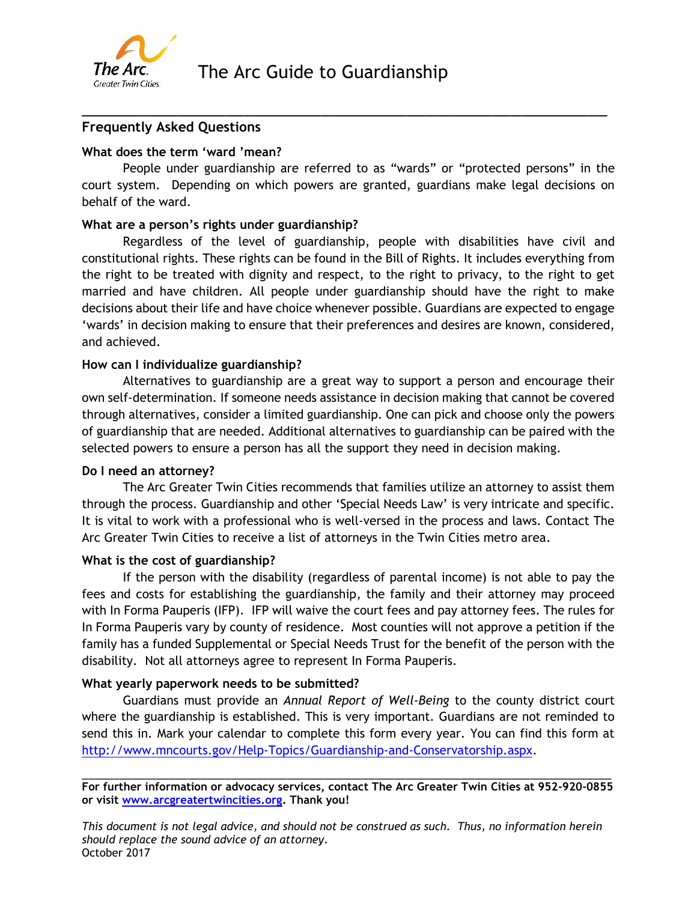# The Arc Guide to Guardianship

## Frequently Asked Questions

### What does the term 'ward 'mean?

People under guardianship are referred to as "wards" or "protected persons" in the court system. Depending on which powers are granted, guardians make legal decisions on behalf of the ward.

### What are a person's rights under guardianship?

Regardless of the level of guardianship, people with disabilities have civil and constitutional rights. These rights can be found in the Bill of Rights. It includes everything from the right to be treated with dignity and respect, to the right to privacy, to the right to get married and have children. All people under guardianship should have the right to make decisions about their life and have choice whenever possible. Guardians are expected to engage 'wards' in decision making to ensure that their preferences and desires are known, considered, and achieved.

### How can I individualize guardianship?

Alternatives to guardianship are a great way to support a person and encourage their own self-determination. If someone needs assistance in decision making that cannot be covered through alternatives, consider a limited guardianship. One can pick and choose only the powers of guardianship that are needed. Additional alternatives to guardianship can be paired with the selected powers to ensure a person has all the support they need in decision making.

### Do I need an attorney?

The Arc Greater Twin Cities recommends that families utilize an attorney to assist them through the process. Guardianship and other 'Special Needs Law' is very intricate and specific. It is vital to work with a professional who is well-versed in the process and laws. Contact The Arc Greater Twin Cities to receive a list of attorneys in the Twin Cities metro area.

### What is the cost of guardianship?

If the person with the disability (regardless of parental income) is not able to pay the fees and costs for establishing the guardianship, the family and their attorney may proceed with In Forma Pauperis (IFP). IFP will waive the court fees and pay attorney fees. The rules for In Forma Pauperis vary by county of residence. Most counties will not approve a petition if the family has a funded Supplemental or Special Needs Trust for the benefit of the person with the disability. Not all attorneys agree to represent In Forma Pauperis.

### What yearly paperwork needs to be submitted?

Guardians must provide an *Annual Report of Well-Being* to the county district court where the guardianship is established. This is very important. Guardians are not reminded to send this in. Mark your calendar to complete this form every year. You can find this form at http://www.mncourts.gov/Help-Topics/Guardianship-and-Conservatorship.aspx.

---

**For further information or advocacy services, contact The Arc Greater Twin Cities at 952-920-0855 or visit www.arcgreatertwincities.org. Thank you!**

*This document is not legal advice, and should not be construed as such. Thus, no information herein should replace the sound advice of an attorney.*
October 2017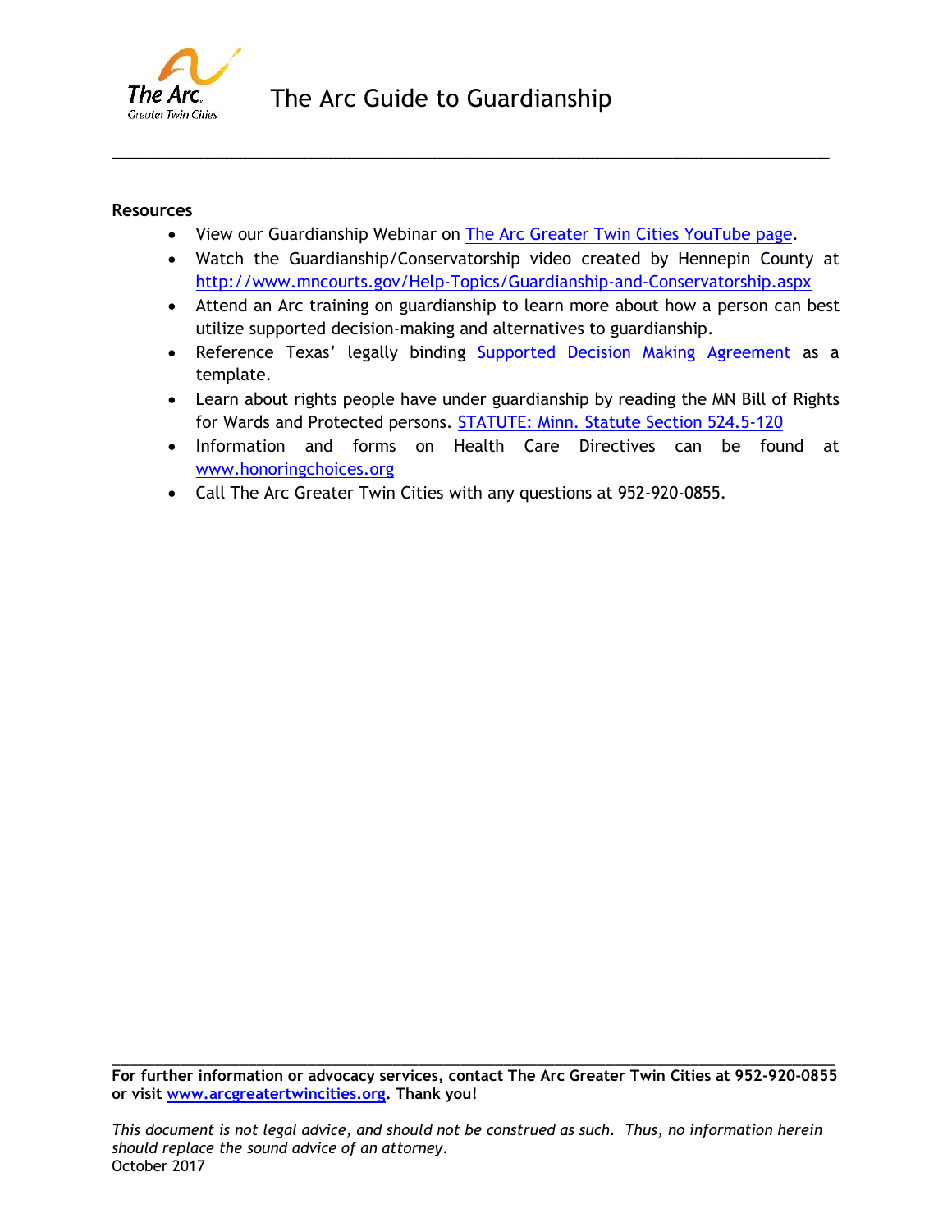**Resources**

- View our Guardianship Webinar on The Arc Greater Twin Cities YouTube page.
- Watch the Guardianship/Conservatorship video created by Hennepin County at http://www.mncourts.gov/Help-Topics/Guardianship-and-Conservatorship.aspx
- Attend an Arc training on guardianship to learn more about how a person can best utilize supported decision-making and alternatives to guardianship.
- Reference Texas' legally binding Supported Decision Making Agreement as a template.
- Learn about rights people have under guardianship by reading the MN Bill of Rights for Wards and Protected persons. STATUTE: Minn. Statute Section 524.5-120
- Information and forms on Health Care Directives can be found at www.honoringchoices.org
- Call The Arc Greater Twin Cities with any questions at 952-920-0855.

**For further information or advocacy services, contact The Arc Greater Twin Cities at 952-920-0855 or visit www.arcgreatertwincities.org. Thank you!**

*This document is not legal advice, and should not be construed as such. Thus, no information herein should replace the sound advice of an attorney.*
October 2017